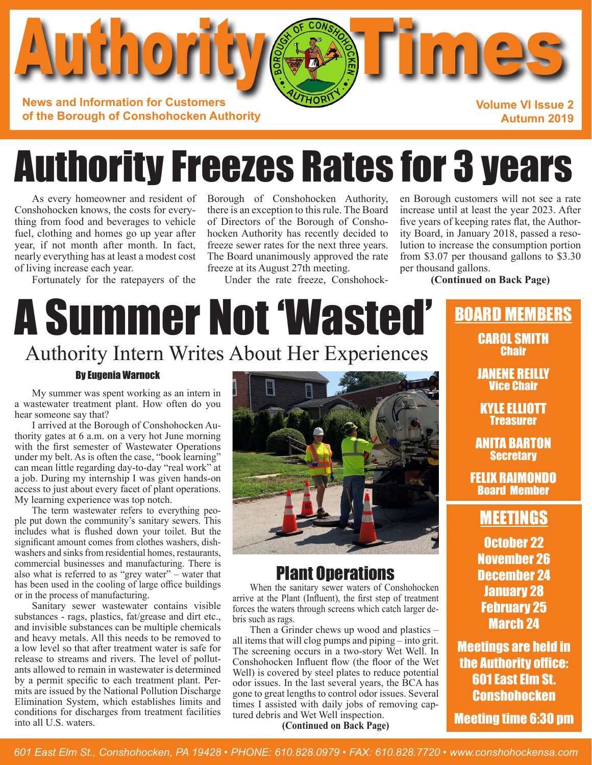# Authority Times

**News and Information for Customers of the Borough of Conshohocken Authority**

**Volume VI Issue 2**
**Autumn 2019**

# Authority Freezes Rates for 3 years

As every homeowner and resident of Conshohocken knows, the costs for everything from food and beverages to vehicle fuel, clothing and homes go up year after year, if not month after month. In fact, nearly everything has at least a modest cost of living increase each year.

Fortunately for the ratepayers of the Borough of Conshohocken Authority, there is an exception to this rule. The Board of Directors of the Borough of Conshohocken Authority has recently decided to freeze sewer rates for the next three years. The Board unanimously approved the rate freeze at its August 27th meeting.

Under the rate freeze, Conshohocken Borough customers will not see a rate increase until at least the year 2023. After five years of keeping rates flat, the Authority Board, in January 2018, passed a resolution to increase the consumption portion from $3.07 per thousand gallons to $3.30 per thousand gallons.

**(Continued on Back Page)**

# A Summer Not 'Wasted'

## Authority Intern Writes About Her Experiences

**By Eugenia Warnock**

My summer was spent working as an intern in a wastewater treatment plant. How often do you hear someone say that?

I arrived at the Borough of Conshohocken Authority gates at 6 a.m. on a very hot June morning with the first semester of Wastewater Operations under my belt. As is often the case, "book learning" can mean little regarding day-to-day "real work" at a job. During my internship I was given hands-on access to just about every facet of plant operations. My learning experience was top notch.

The term wastewater refers to everything people put down the community's sanitary sewers. This includes what is flushed down your toilet. But the significant amount comes from clothes washers, dishwashers and sinks from residential homes, restaurants, commercial businesses and manufacturing. There is also what is referred to as "grey water" – water that has been used in the cooling of large office buildings or in the process of manufacturing.

Sanitary sewer wastewater contains visible substances - rags, plastics, fat/grease and dirt etc., and invisible substances can be multiple chemicals and heavy metals. All this needs to be removed to a low level so that after treatment water is safe for release to streams and rivers. The level of pollutants allowed to remain in wastewater is determined by a permit specific to each treatment plant. Permits are issued by the National Pollution Discharge Elimination System, which establishes limits and conditions for discharges from treatment facilities into all U.S. waters.

## Plant Operations

When the sanitary sewer waters of Conshohocken arrive at the Plant (Influent), the first step of treatment forces the waters through screens which catch larger debris such as rags.

Then a Grinder chews up wood and plastics – all items that will clog pumps and piping – into grit. The screening occurs in a two-story Wet Well. In Conshohocken Influent flow (the floor of the Wet Well) is covered by steel plates to reduce potential odor issues. In the last several years, the BCA has gone to great lengths to control odor issues. Several times I assisted with daily jobs of removing captured debris and Wet Well inspection.

**(Continued on Back Page)**

## BOARD MEMBERS

**CAROL SMITH**
Chair

**JANENE REILLY**
Vice Chair

**KYLE ELLIOTT**
Treasurer

**ANITA BARTON**
Secretary

**FELIX RAIMONDO**
Board Member

## MEETINGS

October 22
November 26
December 24
January 28
February 25
March 24

**Meetings are held in the Authority office: 601 East Elm St. Conshohocken**

**Meeting time 6:30 pm**

601 East Elm St., Conshohocken, PA 19428 • PHONE: 610.828.0979 • FAX: 610.828.7720 • www.conshohockensa.com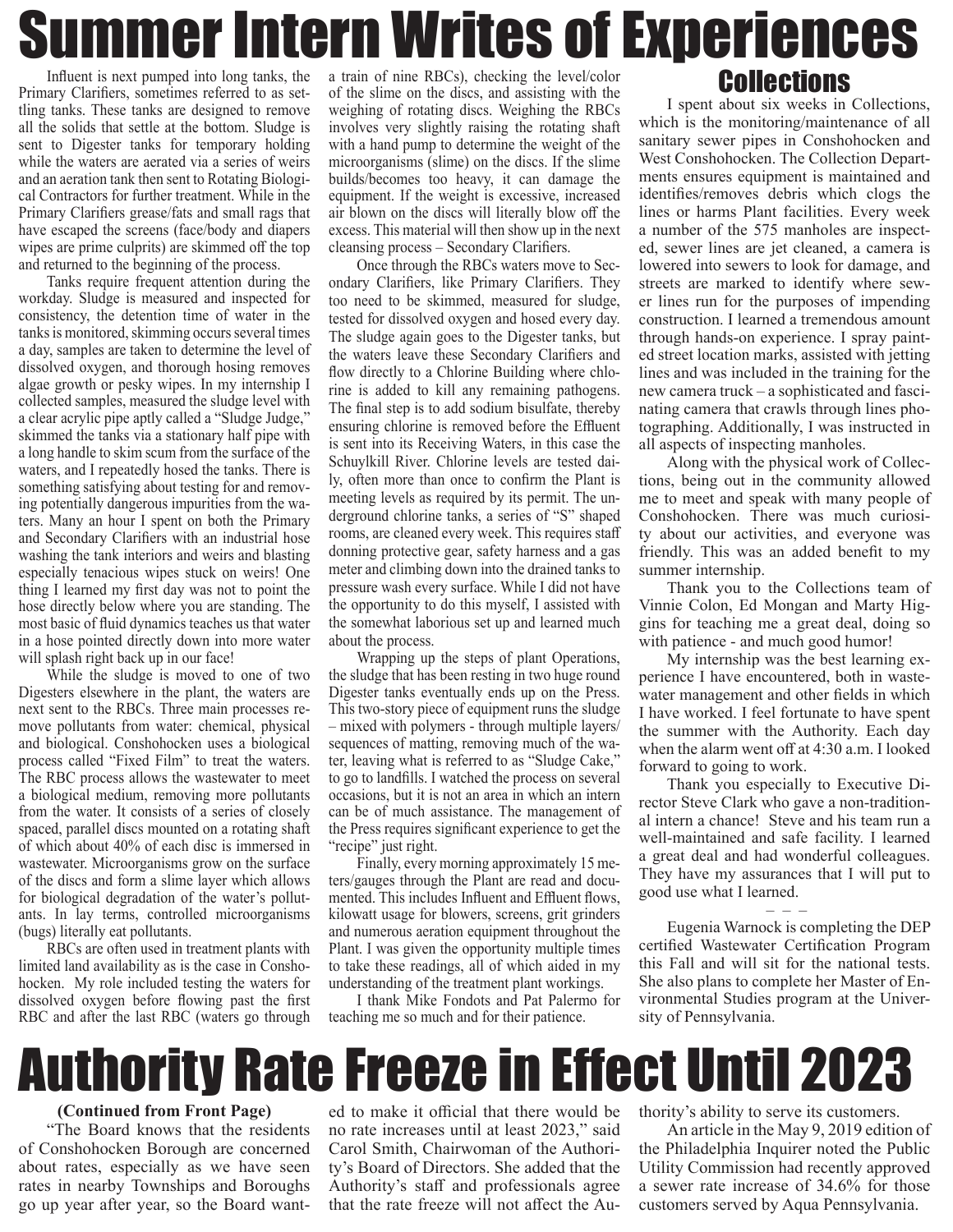# Summer Intern Writes of Experiences

Influent is next pumped into long tanks, the Primary Clarifiers, sometimes referred to as settling tanks. These tanks are designed to remove all the solids that settle at the bottom. Sludge is sent to Digester tanks for temporary holding while the waters are aerated via a series of weirs and an aeration tank then sent to Rotating Biological Contractors for further treatment. While in the Primary Clarifiers grease/fats and small rags that have escaped the screens (face/body and diapers wipes are prime culprits) are skimmed off the top and returned to the beginning of the process.

Tanks require frequent attention during the workday. Sludge is measured and inspected for consistency, the detention time of water in the tanks is monitored, skimming occurs several times a day, samples are taken to determine the level of dissolved oxygen, and thorough hosing removes algae growth or pesky wipes. In my internship I collected samples, measured the sludge level with a clear acrylic pipe aptly called a "Sludge Judge," skimmed the tanks via a stationary half pipe with a long handle to skim scum from the surface of the waters, and I repeatedly hosed the tanks. There is something satisfying about testing for and removing potentially dangerous impurities from the waters. Many an hour I spent on both the Primary and Secondary Clarifiers with an industrial hose washing the tank interiors and weirs and blasting especially tenacious wipes stuck on weirs! One thing I learned my first day was not to point the hose directly below where you are standing. The most basic of fluid dynamics teaches us that water in a hose pointed directly down into more water will splash right back up in our face!

While the sludge is moved to one of two Digesters elsewhere in the plant, the waters are next sent to the RBCs. Three main processes remove pollutants from water: chemical, physical and biological. Conshohocken uses a biological process called "Fixed Film" to treat the waters. The RBC process allows the wastewater to meet a biological medium, removing more pollutants from the water. It consists of a series of closely spaced, parallel discs mounted on a rotating shaft of which about 40% of each disc is immersed in wastewater. Microorganisms grow on the surface of the discs and form a slime layer which allows for biological degradation of the water's pollutants. In lay terms, controlled microorganisms (bugs) literally eat pollutants.

RBCs are often used in treatment plants with limited land availability as is the case in Conshohocken. My role included testing the waters for dissolved oxygen before flowing past the first RBC and after the last RBC (waters go through a train of nine RBCs), checking the level/color of the slime on the discs, and assisting with the weighing of rotating discs. Weighing the RBCs involves very slightly raising the rotating shaft with a hand pump to determine the weight of the microorganisms (slime) on the discs. If the slime builds/becomes too heavy, it can damage the equipment. If the weight is excessive, increased air blown on the discs will literally blow off the excess. This material will then show up in the next cleansing process – Secondary Clarifiers.

Once through the RBCs waters move to Secondary Clarifiers, like Primary Clarifiers. They too need to be skimmed, measured for sludge, tested for dissolved oxygen and hosed every day. The sludge again goes to the Digester tanks, but the waters leave these Secondary Clarifiers and flow directly to a Chlorine Building where chlorine is added to kill any remaining pathogens. The final step is to add sodium bisulfate, thereby ensuring chlorine is removed before the Effluent is sent into its Receiving Waters, in this case the Schuylkill River. Chlorine levels are tested daily, often more than once to confirm the Plant is meeting levels as required by its permit. The underground chlorine tanks, a series of "S" shaped rooms, are cleaned every week. This requires staff donning protective gear, safety harness and a gas meter and climbing down into the drained tanks to pressure wash every surface. While I did not have the opportunity to do this myself, I assisted with the somewhat laborious set up and learned much about the process.

Wrapping up the steps of plant Operations, the sludge that has been resting in two huge round Digester tanks eventually ends up on the Press. This two-story piece of equipment runs the sludge – mixed with polymers - through multiple layers/sequences of matting, removing much of the water, leaving what is referred to as "Sludge Cake," to go to landfills. I watched the process on several occasions, but it is not an area in which an intern can be of much assistance. The management of the Press requires significant experience to get the "recipe" just right.

Finally, every morning approximately 15 meters/gauges through the Plant are read and documented. This includes Influent and Effluent flows, kilowatt usage for blowers, screens, grit grinders and numerous aeration equipment throughout the Plant. I was given the opportunity multiple times to take these readings, all of which aided in my understanding of the treatment plant workings.

I thank Mike Fondots and Pat Palermo for teaching me so much and for their patience.

## Collections

I spent about six weeks in Collections, which is the monitoring/maintenance of all sanitary sewer pipes in Conshohocken and West Conshohocken. The Collection Departments ensures equipment is maintained and identifies/removes debris which clogs the lines or harms Plant facilities. Every week a number of the 575 manholes are inspected, sewer lines are jet cleaned, a camera is lowered into sewers to look for damage, and streets are marked to identify where sewer lines run for the purposes of impending construction. I learned a tremendous amount through hands-on experience. I spray painted street location marks, assisted with jetting lines and was included in the training for the new camera truck – a sophisticated and fascinating camera that crawls through lines photographing. Additionally, I was instructed in all aspects of inspecting manholes.

Along with the physical work of Collections, being out in the community allowed me to meet and speak with many people of Conshohocken. There was much curiosity about our activities, and everyone was friendly. This was an added benefit to my summer internship.

Thank you to the Collections team of Vinnie Colon, Ed Mongan and Marty Higgins for teaching me a great deal, doing so with patience - and much good humor!

My internship was the best learning experience I have encountered, both in wastewater management and other fields in which I have worked. I feel fortunate to have spent the summer with the Authority. Each day when the alarm went off at 4:30 a.m. I looked forward to going to work.

Thank you especially to Executive Director Steve Clark who gave a non-traditional intern a chance! Steve and his team run a well-maintained and safe facility. I learned a great deal and had wonderful colleagues. They have my assurances that I will put to good use what I learned.

– – –

Eugenia Warnock is completing the DEP certified Wastewater Certification Program this Fall and will sit for the national tests. She also plans to complete her Master of Environmental Studies program at the University of Pennsylvania.

# Authority Rate Freeze in Effect Until 2023

**(Continued from Front Page)**

"The Board knows that the residents of Conshohocken Borough are concerned about rates, especially as we have seen rates in nearby Townships and Boroughs go up year after year, so the Board wanted to make it official that there would be no rate increases until at least 2023," said Carol Smith, Chairwoman of the Authority's Board of Directors. She added that the Authority's staff and professionals agree that the rate freeze will not affect the Authority's ability to serve its customers.

An article in the May 9, 2019 edition of the Philadelphia Inquirer noted the Public Utility Commission had recently approved a sewer rate increase of 34.6% for those customers served by Aqua Pennsylvania.